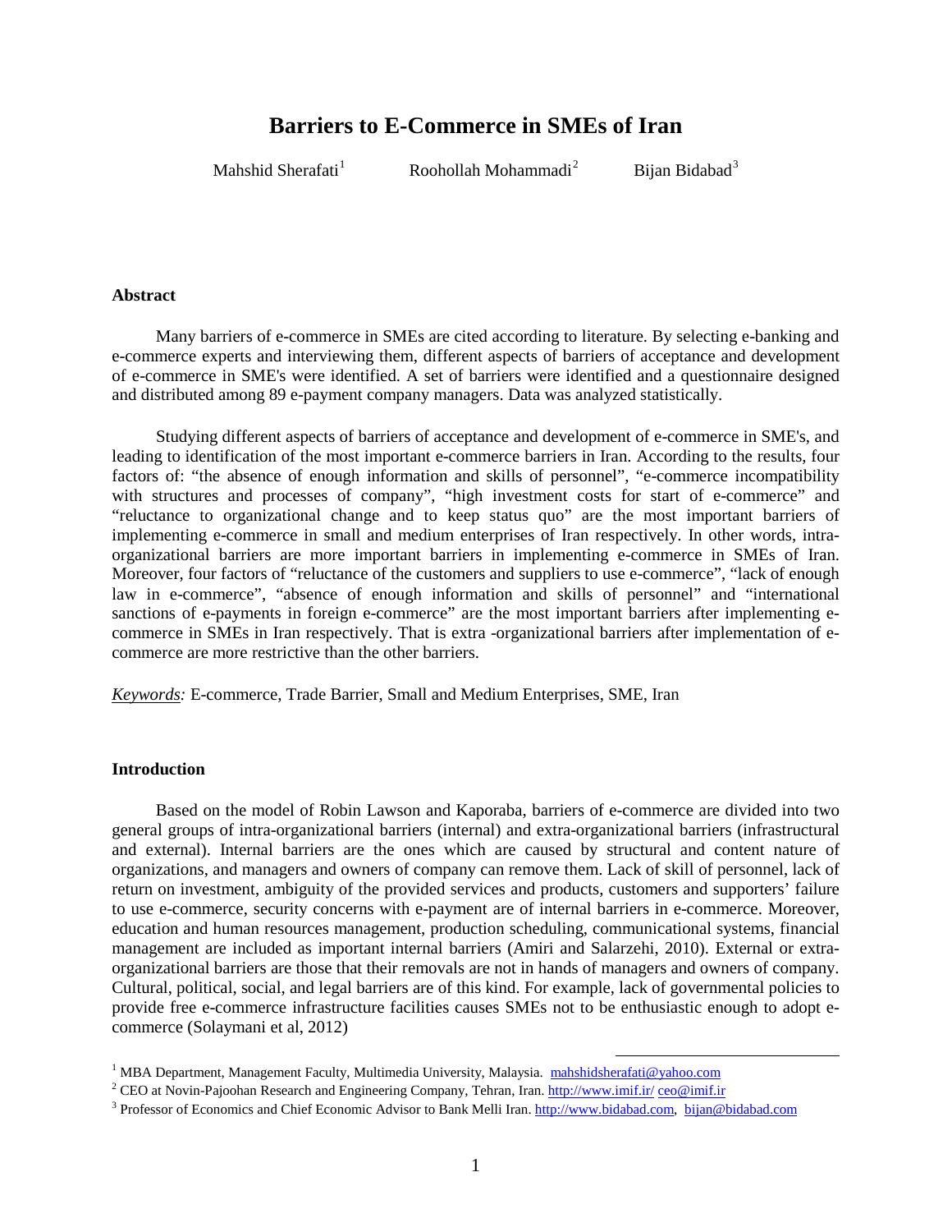# Barriers to E-Commerce in SMEs of Iran

Mahshid Sherafati[1] Roohollah Mohammadi[2] Bijan Bidabad[3]

### Abstract

Many barriers of e-commerce in SMEs are cited according to literature. By selecting e-banking and e-commerce experts and interviewing them, different aspects of barriers of acceptance and development of e-commerce in SME's were identified. A set of barriers were identified and a questionnaire designed and distributed among 89 e-payment company managers. Data was analyzed statistically.

Studying different aspects of barriers of acceptance and development of e-commerce in SME's, and leading to identification of the most important e-commerce barriers in Iran. According to the results, four factors of: "the absence of enough information and skills of personnel", "e-commerce incompatibility with structures and processes of company", "high investment costs for start of e-commerce" and "reluctance to organizational change and to keep status quo" are the most important barriers of implementing e-commerce in small and medium enterprises of Iran respectively. In other words, intra-organizational barriers are more important barriers in implementing e-commerce in SMEs of Iran. Moreover, four factors of "reluctance of the customers and suppliers to use e-commerce", "lack of enough law in e-commerce", "absence of enough information and skills of personnel" and "international sanctions of e-payments in foreign e-commerce" are the most important barriers after implementing e-commerce in SMEs in Iran respectively. That is extra -organizational barriers after implementation of e-commerce are more restrictive than the other barriers.

*Keywords:* E-commerce, Trade Barrier, Small and Medium Enterprises, SME, Iran

### Introduction

Based on the model of Robin Lawson and Kaporaba, barriers of e-commerce are divided into two general groups of intra-organizational barriers (internal) and extra-organizational barriers (infrastructural and external). Internal barriers are the ones which are caused by structural and content nature of organizations, and managers and owners of company can remove them. Lack of skill of personnel, lack of return on investment, ambiguity of the provided services and products, customers and supporters' failure to use e-commerce, security concerns with e-payment are of internal barriers in e-commerce. Moreover, education and human resources management, production scheduling, communicational systems, financial management are included as important internal barriers (Amiri and Salarzehi, 2010). External or extra-organizational barriers are those that their removals are not in hands of managers and owners of company. Cultural, political, social, and legal barriers are of this kind. For example, lack of governmental policies to provide free e-commerce infrastructure facilities causes SMEs not to be enthusiastic enough to adopt e-commerce (Solaymani et al, 2012)

---

[1] MBA Department, Management Faculty, Multimedia University, Malaysia. mahshidsherafati@yahoo.com

[2] CEO at Novin-Pajoohan Research and Engineering Company, Tehran, Iran. http://www.imif.ir/ ceo@imif.ir

[3] Professor of Economics and Chief Economic Advisor to Bank Melli Iran. http://www.bidabad.com, bijan@bidabad.com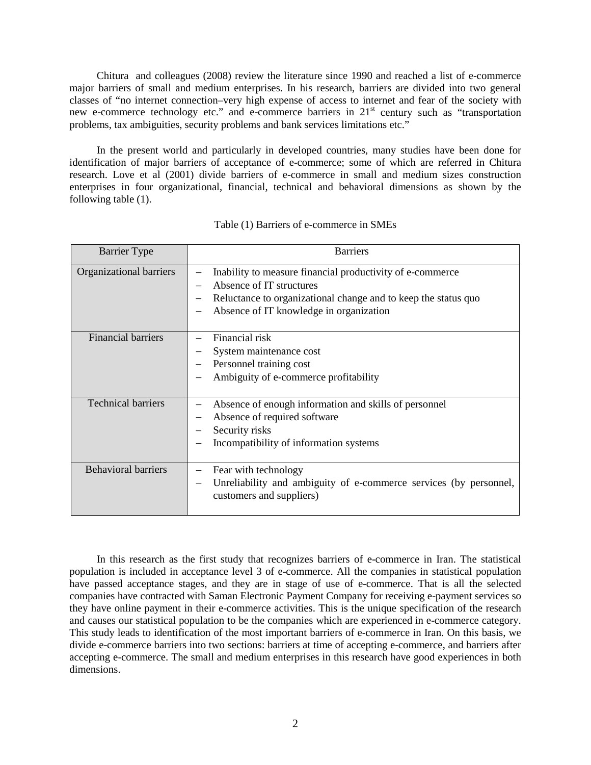Chitura and colleagues (2008) review the literature since 1990 and reached a list of e-commerce major barriers of small and medium enterprises. In his research, barriers are divided into two general classes of "no internet connection–very high expense of access to internet and fear of the society with new e-commerce technology etc." and e-commerce barriers in 21st century such as "transportation problems, tax ambiguities, security problems and bank services limitations etc."

In the present world and particularly in developed countries, many studies have been done for identification of major barriers of acceptance of e-commerce; some of which are referred in Chitura research. Love et al (2001) divide barriers of e-commerce in small and medium sizes construction enterprises in four organizational, financial, technical and behavioral dimensions as shown by the following table (1).

Table (1) Barriers of e-commerce in SMEs

| Barrier Type | Barriers |
|---|---|
| Organizational barriers | – Inability to measure financial productivity of e-commerce<br>– Absence of IT structures<br>– Reluctance to organizational change and to keep the status quo<br>– Absence of IT knowledge in organization |
| Financial barriers | – Financial risk<br>– System maintenance cost<br>– Personnel training cost<br>– Ambiguity of e-commerce profitability |
| Technical barriers | – Absence of enough information and skills of personnel<br>– Absence of required software<br>– Security risks<br>– Incompatibility of information systems |
| Behavioral barriers | – Fear with technology<br>– Unreliability and ambiguity of e-commerce services (by personnel, customers and suppliers) |

In this research as the first study that recognizes barriers of e-commerce in Iran. The statistical population is included in acceptance level 3 of e-commerce. All the companies in statistical population have passed acceptance stages, and they are in stage of use of e-commerce. That is all the selected companies have contracted with Saman Electronic Payment Company for receiving e-payment services so they have online payment in their e-commerce activities. This is the unique specification of the research and causes our statistical population to be the companies which are experienced in e-commerce category. This study leads to identification of the most important barriers of e-commerce in Iran. On this basis, we divide e-commerce barriers into two sections: barriers at time of accepting e-commerce, and barriers after accepting e-commerce. The small and medium enterprises in this research have good experiences in both dimensions.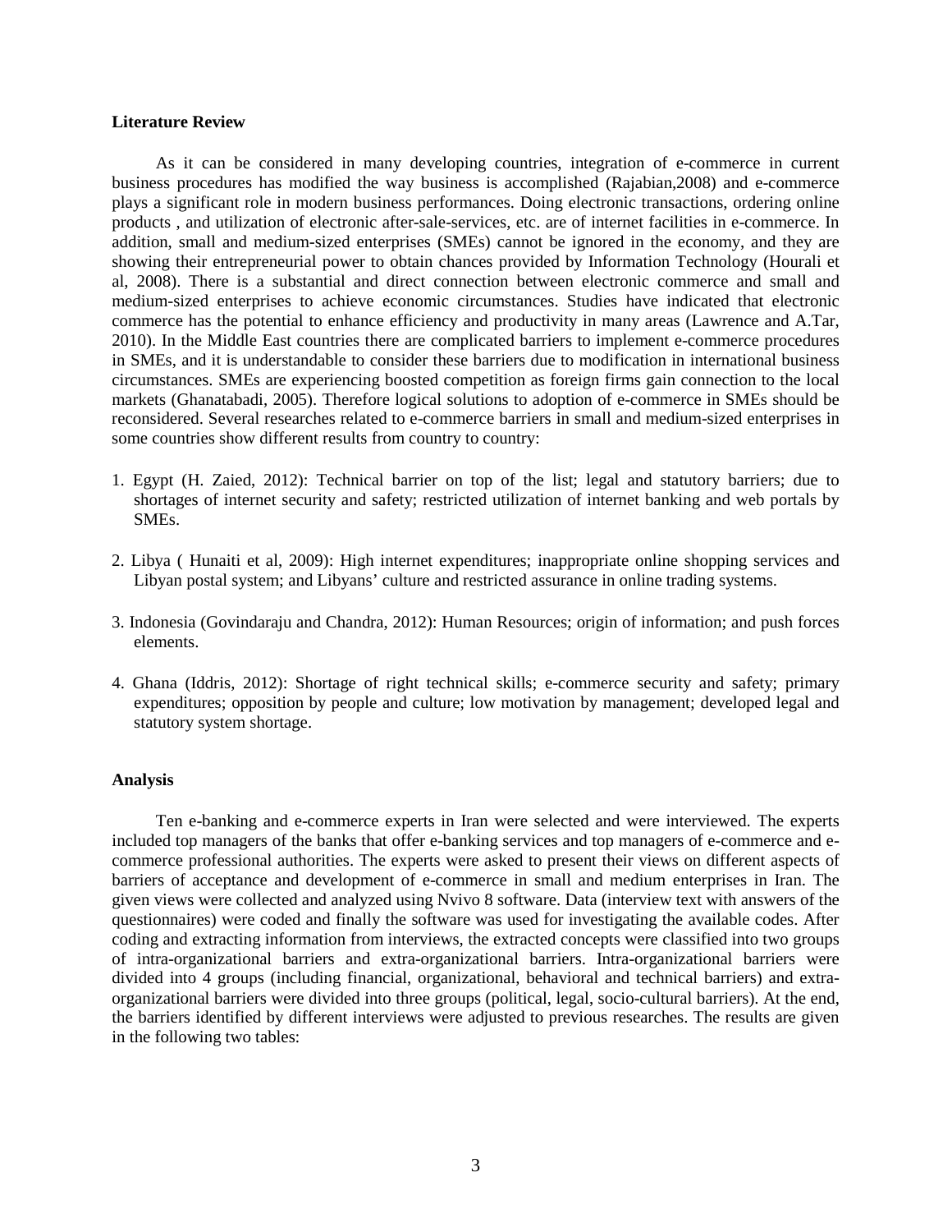## Literature Review

As it can be considered in many developing countries, integration of e-commerce in current business procedures has modified the way business is accomplished (Rajabian,2008) and e-commerce plays a significant role in modern business performances. Doing electronic transactions, ordering online products , and utilization of electronic after-sale-services, etc. are of internet facilities in e-commerce. In addition, small and medium-sized enterprises (SMEs) cannot be ignored in the economy, and they are showing their entrepreneurial power to obtain chances provided by Information Technology (Hourali et al, 2008). There is a substantial and direct connection between electronic commerce and small and medium-sized enterprises to achieve economic circumstances. Studies have indicated that electronic commerce has the potential to enhance efficiency and productivity in many areas (Lawrence and A.Tar, 2010). In the Middle East countries there are complicated barriers to implement e-commerce procedures in SMEs, and it is understandable to consider these barriers due to modification in international business circumstances. SMEs are experiencing boosted competition as foreign firms gain connection to the local markets (Ghanatabadi, 2005). Therefore logical solutions to adoption of e-commerce in SMEs should be reconsidered. Several researches related to e-commerce barriers in small and medium-sized enterprises in some countries show different results from country to country:

1. Egypt (H. Zaied, 2012): Technical barrier on top of the list; legal and statutory barriers; due to shortages of internet security and safety; restricted utilization of internet banking and web portals by SMEs.

2. Libya ( Hunaiti et al, 2009): High internet expenditures; inappropriate online shopping services and Libyan postal system; and Libyans' culture and restricted assurance in online trading systems.

3. Indonesia (Govindaraju and Chandra, 2012): Human Resources; origin of information; and push forces elements.

4. Ghana (Iddris, 2012): Shortage of right technical skills; e-commerce security and safety; primary expenditures; opposition by people and culture; low motivation by management; developed legal and statutory system shortage.

## Analysis

Ten e-banking and e-commerce experts in Iran were selected and were interviewed. The experts included top managers of the banks that offer e-banking services and top managers of e-commerce and e-commerce professional authorities. The experts were asked to present their views on different aspects of barriers of acceptance and development of e-commerce in small and medium enterprises in Iran. The given views were collected and analyzed using Nvivo 8 software. Data (interview text with answers of the questionnaires) were coded and finally the software was used for investigating the available codes. After coding and extracting information from interviews, the extracted concepts were classified into two groups of intra-organizational barriers and extra-organizational barriers. Intra-organizational barriers were divided into 4 groups (including financial, organizational, behavioral and technical barriers) and extra-organizational barriers were divided into three groups (political, legal, socio-cultural barriers). At the end, the barriers identified by different interviews were adjusted to previous researches. The results are given in the following two tables: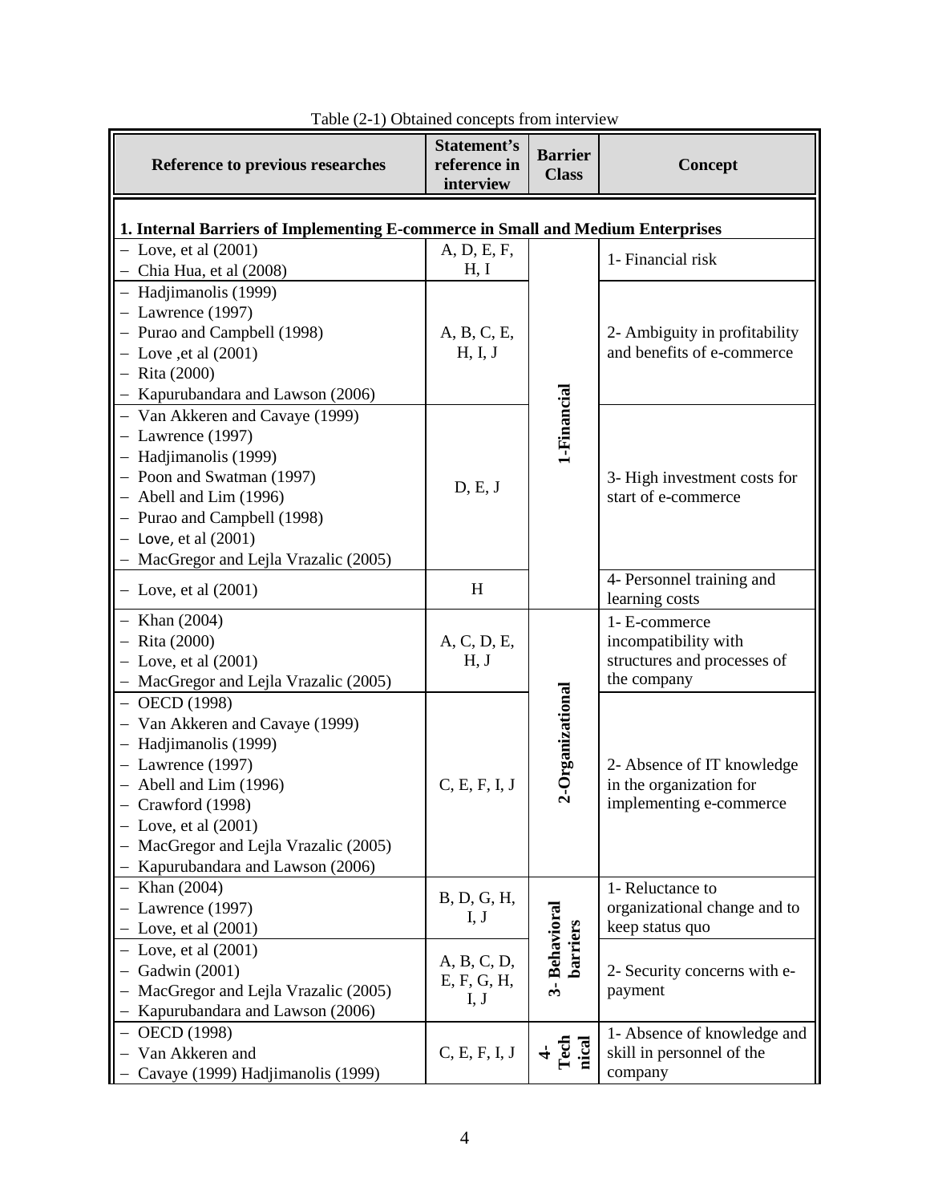Table (2-1) Obtained concepts from interview

| Reference to previous researches | Statement's reference in interview | Barrier Class | Concept |
|---|---|---|---|
| **1. Internal Barriers of Implementing E-commerce in Small and Medium Enterprises** | | | |
| – Love, et al (2001)<br>– Chia Hua, et al (2008) | A, D, E, F, H, I | 1-Financial | 1- Financial risk |
| – Hadjimanolis (1999)<br>– Lawrence (1997)<br>– Purao and Campbell (1998)<br>– Love ,et al (2001)<br>– Rita (2000)<br>– Kapurubandara and Lawson (2006) | A, B, C, E, H, I, J | 1-Financial | 2- Ambiguity in profitability and benefits of e-commerce |
| – Van Akkeren and Cavaye (1999)<br>– Lawrence (1997)<br>– Hadjimanolis (1999)<br>– Poon and Swatman (1997)<br>– Abell and Lim (1996)<br>– Purao and Campbell (1998)<br>– Love, et al (2001)<br>– MacGregor and Lejla Vrazalic (2005) | D, E, J | 1-Financial | 3- High investment costs for start of e-commerce |
| – Love, et al (2001) | H | 1-Financial | 4- Personnel training and learning costs |
| – Khan (2004)<br>– Rita (2000)<br>– Love, et al (2001)<br>– MacGregor and Lejla Vrazalic (2005) | A, C, D, E, H, J | 2-Organizational | 1- E-commerce incompatibility with structures and processes of the company |
| – OECD (1998)<br>– Van Akkeren and Cavaye (1999)<br>– Hadjimanolis (1999)<br>– Lawrence (1997)<br>– Abell and Lim (1996)<br>– Crawford (1998)<br>– Love, et al (2001)<br>– MacGregor and Lejla Vrazalic (2005)<br>– Kapurubandara and Lawson (2006) | C, E, F, I, J | 2-Organizational | 2- Absence of IT knowledge in the organization for implementing e-commerce |
| – Khan (2004)<br>– Lawrence (1997)<br>– Love, et al (2001) | B, D, G, H, I, J | 3- Behavioral barriers | 1- Reluctance to organizational change and to keep status quo |
| – Love, et al (2001)<br>– Gadwin (2001)<br>– MacGregor and Lejla Vrazalic (2005)<br>– Kapurubandara and Lawson (2006) | A, B, C, D, E, F, G, H, I, J | 3- Behavioral barriers | 2- Security concerns with e-payment |
| – OECD (1998)<br>– Van Akkeren and<br>– Cavaye (1999) Hadjimanolis (1999) | C, E, F, I, J | 4- Technical | 1- Absence of knowledge and skill in personnel of the company |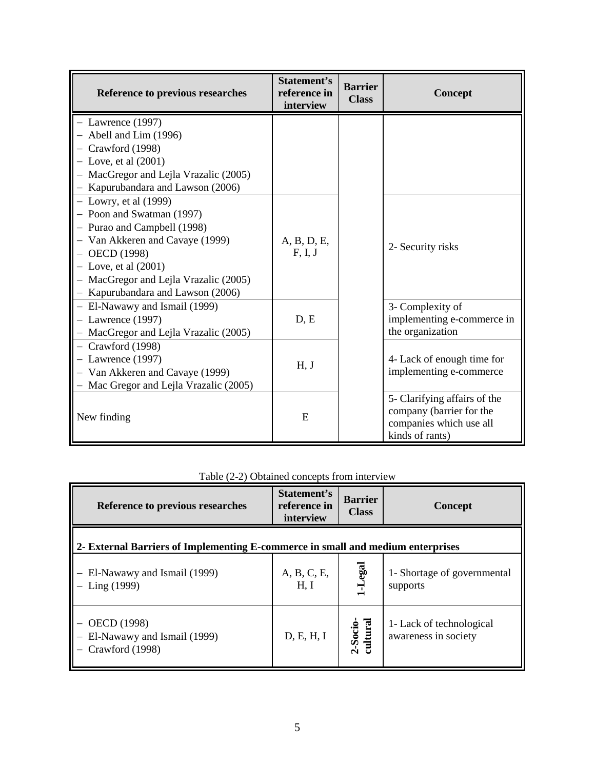| Reference to previous researches | Statement's reference in interview | Barrier Class | Concept |
|---|---|---|---|
| – Lawrence (1997)<br>– Abell and Lim (1996)<br>– Crawford (1998)<br>– Love, et al (2001)<br>– MacGregor and Lejla Vrazalic (2005)<br>– Kapurubandara and Lawson (2006) | | | |
| – Lowry, et al (1999)<br>– Poon and Swatman (1997)<br>– Purao and Campbell (1998)<br>– Van Akkeren and Cavaye (1999)<br>– OECD (1998)<br>– Love, et al (2001)<br>– MacGregor and Lejla Vrazalic (2005)<br>– Kapurubandara and Lawson (2006) | A, B, D, E, F, I, J | | 2- Security risks |
| – El-Nawawy and Ismail (1999)<br>– Lawrence (1997)<br>– MacGregor and Lejla Vrazalic (2005) | D, E | | 3- Complexity of implementing e-commerce in the organization |
| – Crawford (1998)<br>– Lawrence (1997)<br>– Van Akkeren and Cavaye (1999)<br>– Mac Gregor and Lejla Vrazalic (2005) | H, J | | 4- Lack of enough time for implementing e-commerce |
| New finding | E | | 5- Clarifying affairs of the company (barrier for the companies which use all kinds of rants) |

Table (2-2) Obtained concepts from interview

| Reference to previous researches | Statement's reference in interview | Barrier Class | Concept |
|---|---|---|---|
| **2- External Barriers of Implementing E-commerce in small and medium enterprises** | | | |
| – El-Nawawy and Ismail (1999)<br>– Ling (1999) | A, B, C, E, H, I | **1-Legal** | 1- Shortage of governmental supports |
| – OECD (1998)<br>– El-Nawawy and Ismail (1999)<br>– Crawford (1998) | D, E, H, I | **2-Socio-cultural** | 1- Lack of technological awareness in society |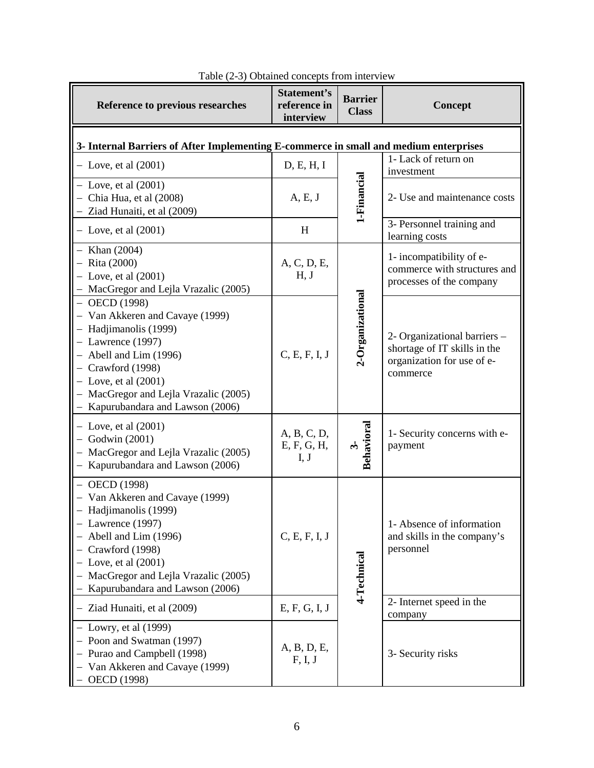Table (2-3) Obtained concepts from interview

| Reference to previous researches | Statement's reference in interview | Barrier Class | Concept |
|---|---|---|---|
| **3- Internal Barriers of After Implementing E-commerce in small and medium enterprises** | | | |
| – Love, et al (2001) | D, E, H, I | 1-Financial | 1- Lack of return on investment |
| – Love, et al (2001)<br>– Chia Hua, et al (2008)<br>– Ziad Hunaiti, et al (2009) | A, E, J | | 2- Use and maintenance costs |
| – Love, et al (2001) | H | | 3- Personnel training and learning costs |
| – Khan (2004)<br>– Rita (2000)<br>– Love, et al (2001)<br>– MacGregor and Lejla Vrazalic (2005) | A, C, D, E, H, J | 2-Organizational | 1- incompatibility of e-commerce with structures and processes of the company |
| – OECD (1998)<br>– Van Akkeren and Cavaye (1999)<br>– Hadjimanolis (1999)<br>– Lawrence (1997)<br>– Abell and Lim (1996)<br>– Crawford (1998)<br>– Love, et al (2001)<br>– MacGregor and Lejla Vrazalic (2005)<br>– Kapurubandara and Lawson (2006) | C, E, F, I, J | | 2- Organizational barriers – shortage of IT skills in the organization for use of e-commerce |
| – Love, et al (2001)<br>– Godwin (2001)<br>– MacGregor and Lejla Vrazalic (2005)<br>– Kapurubandara and Lawson (2006) | A, B, C, D, E, F, G, H, I, J | 3-Behavioral | 1- Security concerns with e-payment |
| – OECD (1998)<br>– Van Akkeren and Cavaye (1999)<br>– Hadjimanolis (1999)<br>– Lawrence (1997)<br>– Abell and Lim (1996)<br>– Crawford (1998)<br>– Love, et al (2001)<br>– MacGregor and Lejla Vrazalic (2005)<br>– Kapurubandara and Lawson (2006) | C, E, F, I, J | 4-Technical | 1- Absence of information and skills in the company's personnel |
| – Ziad Hunaiti, et al (2009) | E, F, G, I, J | | 2- Internet speed in the company |
| – Lowry, et al (1999)<br>– Poon and Swatman (1997)<br>– Purao and Campbell (1998)<br>– Van Akkeren and Cavaye (1999)<br>– OECD (1998) | A, B, D, E, F, I, J | | 3- Security risks |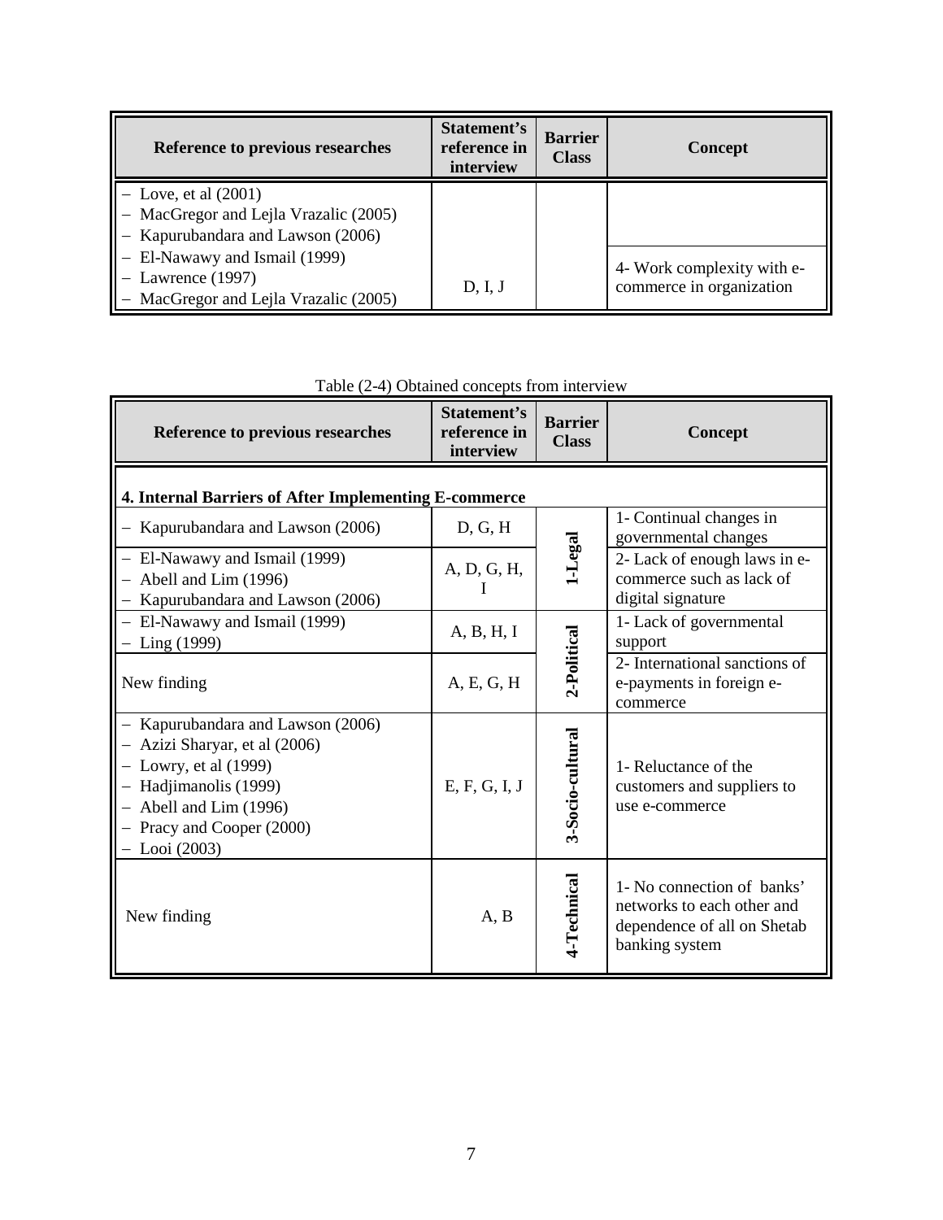| Reference to previous researches | Statement's reference in interview | Barrier Class | Concept |
|---|---|---|---|
| – Love, et al (2001)<br>– MacGregor and Lejla Vrazalic (2005)<br>– Kapurubandara and Lawson (2006) | | | |
| – El-Nawawy and Ismail (1999)<br>– Lawrence (1997)<br>– MacGregor and Lejla Vrazalic (2005) | D, I, J | | 4- Work complexity with e-commerce in organization |

Table (2-4) Obtained concepts from interview

| Reference to previous researches | Statement's reference in interview | Barrier Class | Concept |
|---|---|---|---|
| **4. Internal Barriers of After Implementing E-commerce** | | | |
| – Kapurubandara and Lawson (2006) | D, G, H | 1-Legal | 1- Continual changes in governmental changes |
| – El-Nawawy and Ismail (1999)<br>– Abell and Lim (1996)<br>– Kapurubandara and Lawson (2006) | A, D, G, H, I | | 2- Lack of enough laws in e-commerce such as lack of digital signature |
| – El-Nawawy and Ismail (1999)<br>– Ling (1999) | A, B, H, I | 2-Political | 1- Lack of governmental support |
| New finding | A, E, G, H | | 2- International sanctions of e-payments in foreign e-commerce |
| – Kapurubandara and Lawson (2006)<br>– Azizi Sharyar, et al (2006)<br>– Lowry, et al (1999)<br>– Hadjimanolis (1999)<br>– Abell and Lim (1996)<br>– Pracy and Cooper (2000)<br>– Looi (2003) | E, F, G, I, J | 3-Socio-cultural | 1- Reluctance of the customers and suppliers to use e-commerce |
| New finding | A, B | 4-Technical | 1- No connection of banks' networks to each other and dependence of all on Shetab banking system |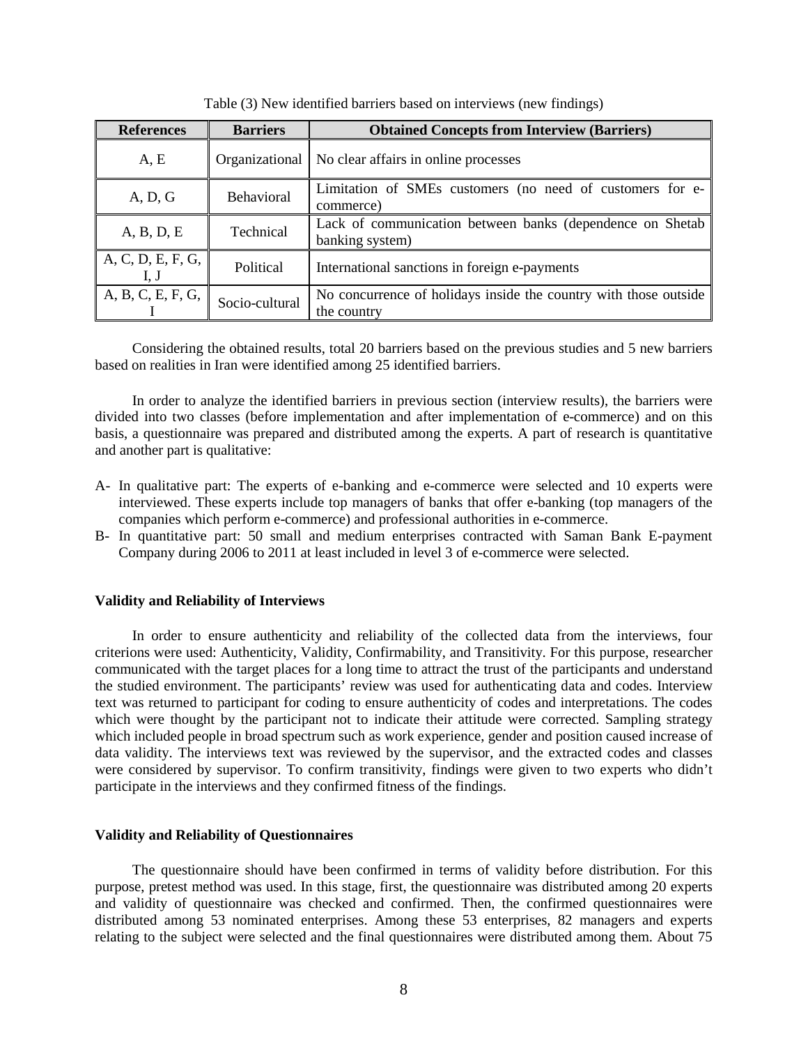Table (3) New identified barriers based on interviews (new findings)

| References | Barriers | Obtained Concepts from Interview (Barriers) |
|---|---|---|
| A, E | Organizational | No clear affairs in online processes |
| A, D, G | Behavioral | Limitation of SMEs customers (no need of customers for e-commerce) |
| A, B, D, E | Technical | Lack of communication between banks (dependence on Shetab banking system) |
| A, C, D, E, F, G, I, J | Political | International sanctions in foreign e-payments |
| A, B, C, E, F, G, I | Socio-cultural | No concurrence of holidays inside the country with those outside the country |

Considering the obtained results, total 20 barriers based on the previous studies and 5 new barriers based on realities in Iran were identified among 25 identified barriers.

In order to analyze the identified barriers in previous section (interview results), the barriers were divided into two classes (before implementation and after implementation of e-commerce) and on this basis, a questionnaire was prepared and distributed among the experts. A part of research is quantitative and another part is qualitative:

A- In qualitative part: The experts of e-banking and e-commerce were selected and 10 experts were interviewed. These experts include top managers of banks that offer e-banking (top managers of the companies which perform e-commerce) and professional authorities in e-commerce.

B- In quantitative part: 50 small and medium enterprises contracted with Saman Bank E-payment Company during 2006 to 2011 at least included in level 3 of e-commerce were selected.

**Validity and Reliability of Interviews**

In order to ensure authenticity and reliability of the collected data from the interviews, four criterions were used: Authenticity, Validity, Confirmability, and Transitivity. For this purpose, researcher communicated with the target places for a long time to attract the trust of the participants and understand the studied environment. The participants' review was used for authenticating data and codes. Interview text was returned to participant for coding to ensure authenticity of codes and interpretations. The codes which were thought by the participant not to indicate their attitude were corrected. Sampling strategy which included people in broad spectrum such as work experience, gender and position caused increase of data validity. The interviews text was reviewed by the supervisor, and the extracted codes and classes were considered by supervisor. To confirm transitivity, findings were given to two experts who didn't participate in the interviews and they confirmed fitness of the findings.

**Validity and Reliability of Questionnaires**

The questionnaire should have been confirmed in terms of validity before distribution. For this purpose, pretest method was used. In this stage, first, the questionnaire was distributed among 20 experts and validity of questionnaire was checked and confirmed. Then, the confirmed questionnaires were distributed among 53 nominated enterprises. Among these 53 enterprises, 82 managers and experts relating to the subject were selected and the final questionnaires were distributed among them. About 75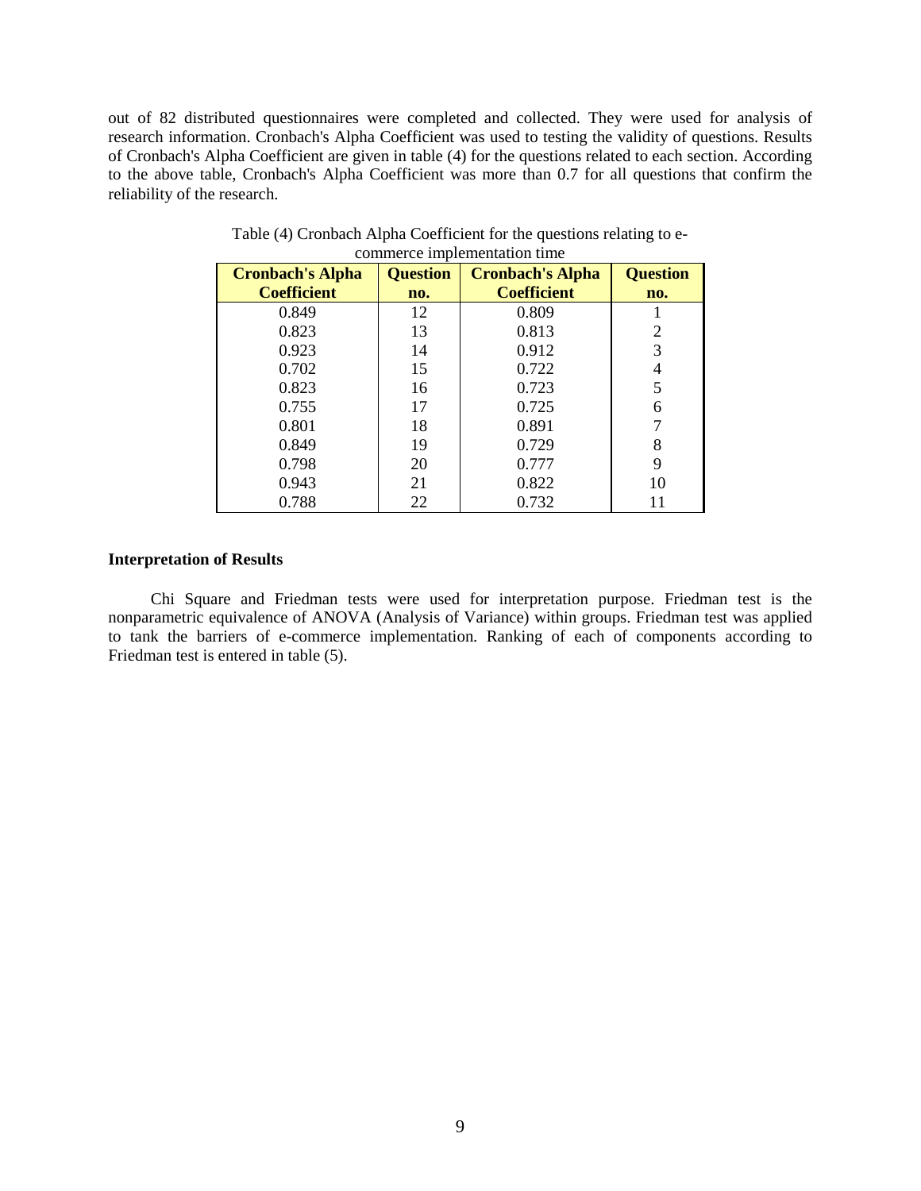out of 82 distributed questionnaires were completed and collected. They were used for analysis of research information. Cronbach's Alpha Coefficient was used to testing the validity of questions. Results of Cronbach's Alpha Coefficient are given in table (4) for the questions related to each section. According to the above table, Cronbach's Alpha Coefficient was more than 0.7 for all questions that confirm the reliability of the research.

Table (4) Cronbach Alpha Coefficient for the questions relating to e-commerce implementation time

| Cronbach's Alpha Coefficient | Question no. | Cronbach's Alpha Coefficient | Question no. |
|---|---|---|---|
| 0.849 | 12 | 0.809 | 1 |
| 0.823 | 13 | 0.813 | 2 |
| 0.923 | 14 | 0.912 | 3 |
| 0.702 | 15 | 0.722 | 4 |
| 0.823 | 16 | 0.723 | 5 |
| 0.755 | 17 | 0.725 | 6 |
| 0.801 | 18 | 0.891 | 7 |
| 0.849 | 19 | 0.729 | 8 |
| 0.798 | 20 | 0.777 | 9 |
| 0.943 | 21 | 0.822 | 10 |
| 0.788 | 22 | 0.732 | 11 |

**Interpretation of Results**

Chi Square and Friedman tests were used for interpretation purpose. Friedman test is the nonparametric equivalence of ANOVA (Analysis of Variance) within groups. Friedman test was applied to tank the barriers of e-commerce implementation. Ranking of each of components according to Friedman test is entered in table (5).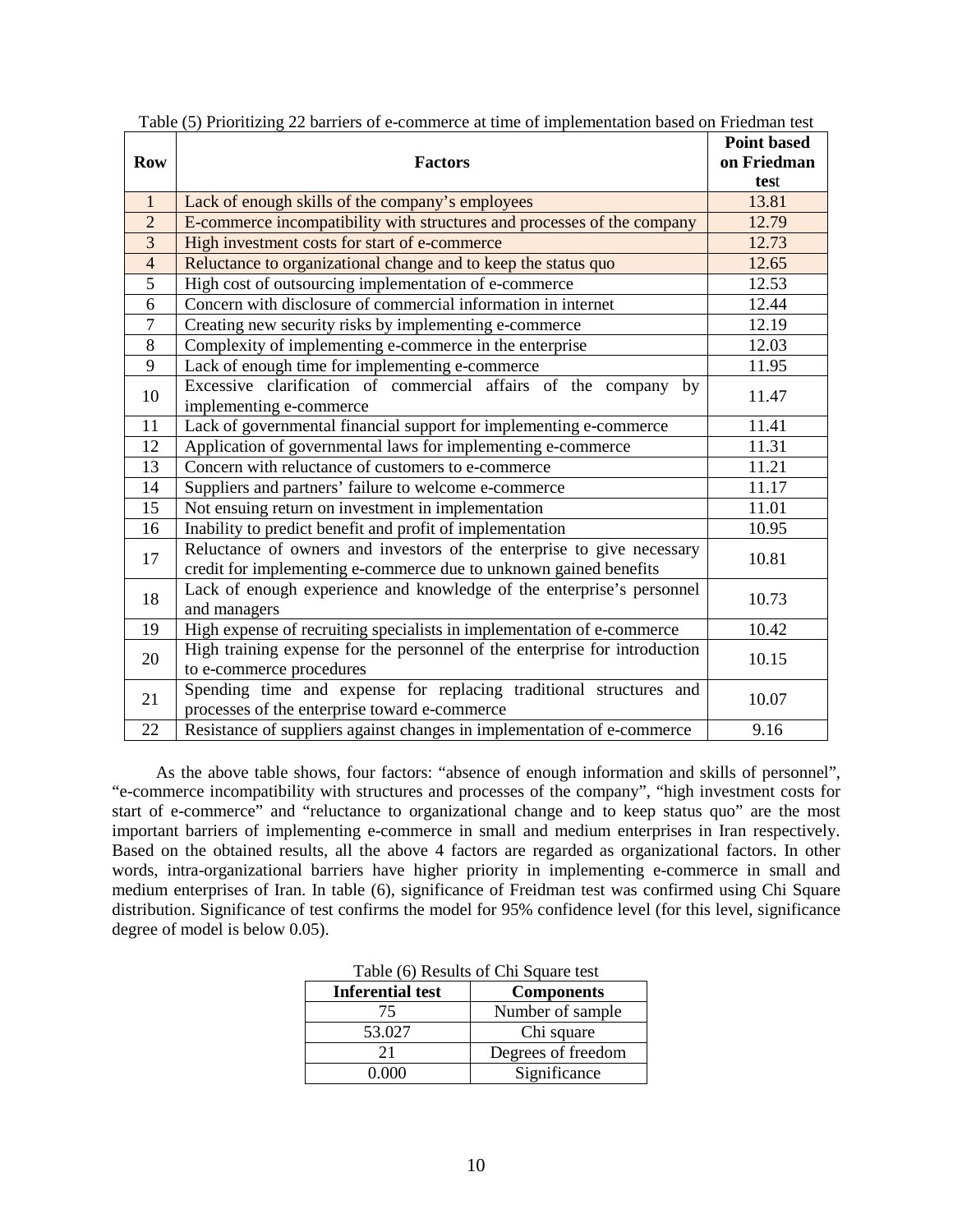Table (5) Prioritizing 22 barriers of e-commerce at time of implementation based on Friedman test

| Row | Factors | Point based on Friedman test |
|---|---|---|
| 1 | Lack of enough skills of the company's employees | 13.81 |
| 2 | E-commerce incompatibility with structures and processes of the company | 12.79 |
| 3 | High investment costs for start of e-commerce | 12.73 |
| 4 | Reluctance to organizational change and to keep the status quo | 12.65 |
| 5 | High cost of outsourcing implementation of e-commerce | 12.53 |
| 6 | Concern with disclosure of commercial information in internet | 12.44 |
| 7 | Creating new security risks by implementing e-commerce | 12.19 |
| 8 | Complexity of implementing e-commerce in the enterprise | 12.03 |
| 9 | Lack of enough time for implementing e-commerce | 11.95 |
| 10 | Excessive clarification of commercial affairs of the company by implementing e-commerce | 11.47 |
| 11 | Lack of governmental financial support for implementing e-commerce | 11.41 |
| 12 | Application of governmental laws for implementing e-commerce | 11.31 |
| 13 | Concern with reluctance of customers to e-commerce | 11.21 |
| 14 | Suppliers and partners' failure to welcome e-commerce | 11.17 |
| 15 | Not ensuing return on investment in implementation | 11.01 |
| 16 | Inability to predict benefit and profit of implementation | 10.95 |
| 17 | Reluctance of owners and investors of the enterprise to give necessary credit for implementing e-commerce due to unknown gained benefits | 10.81 |
| 18 | Lack of enough experience and knowledge of the enterprise's personnel and managers | 10.73 |
| 19 | High expense of recruiting specialists in implementation of e-commerce | 10.42 |
| 20 | High training expense for the personnel of the enterprise for introduction to e-commerce procedures | 10.15 |
| 21 | Spending time and expense for replacing traditional structures and processes of the enterprise toward e-commerce | 10.07 |
| 22 | Resistance of suppliers against changes in implementation of e-commerce | 9.16 |

As the above table shows, four factors: "absence of enough information and skills of personnel", "e-commerce incompatibility with structures and processes of the company", "high investment costs for start of e-commerce" and "reluctance to organizational change and to keep status quo" are the most important barriers of implementing e-commerce in small and medium enterprises in Iran respectively. Based on the obtained results, all the above 4 factors are regarded as organizational factors. In other words, intra-organizational barriers have higher priority in implementing e-commerce in small and medium enterprises of Iran. In table (6), significance of Freidman test was confirmed using Chi Square distribution. Significance of test confirms the model for 95% confidence level (for this level, significance degree of model is below 0.05).

Table (6) Results of Chi Square test

| Inferential test | Components |
|---|---|
| 75 | Number of sample |
| 53.027 | Chi square |
| 21 | Degrees of freedom |
| 0.000 | Significance |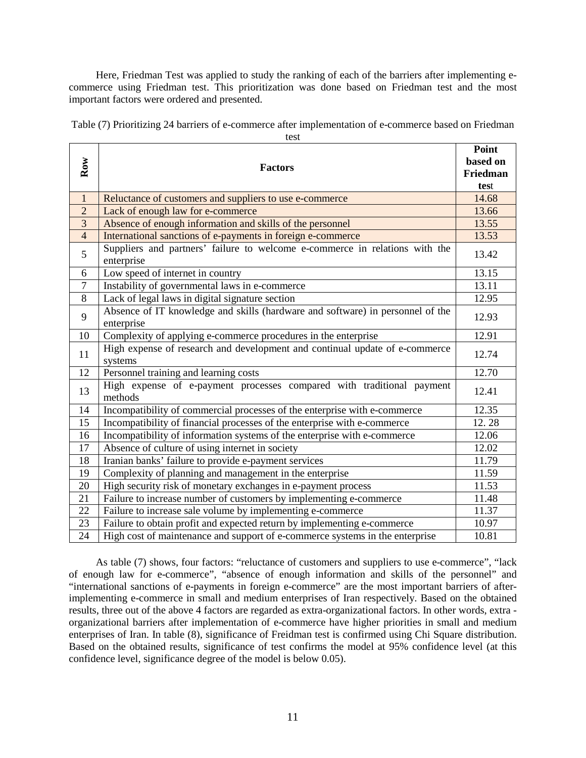Here, Friedman Test was applied to study the ranking of each of the barriers after implementing e-commerce using Friedman test. This prioritization was done based on Friedman test and the most important factors were ordered and presented.

Table (7) Prioritizing 24 barriers of e-commerce after implementation of e-commerce based on Friedman test

| Row | Factors | Point based on Friedman test |
|---|---|---|
| 1 | Reluctance of customers and suppliers to use e-commerce | 14.68 |
| 2 | Lack of enough law for e-commerce | 13.66 |
| 3 | Absence of enough information and skills of the personnel | 13.55 |
| 4 | International sanctions of e-payments in foreign e-commerce | 13.53 |
| 5 | Suppliers and partners' failure to welcome e-commerce in relations with the enterprise | 13.42 |
| 6 | Low speed of internet in country | 13.15 |
| 7 | Instability of governmental laws in e-commerce | 13.11 |
| 8 | Lack of legal laws in digital signature section | 12.95 |
| 9 | Absence of IT knowledge and skills (hardware and software) in personnel of the enterprise | 12.93 |
| 10 | Complexity of applying e-commerce procedures in the enterprise | 12.91 |
| 11 | High expense of research and development and continual update of e-commerce systems | 12.74 |
| 12 | Personnel training and learning costs | 12.70 |
| 13 | High expense of e-payment processes compared with traditional payment methods | 12.41 |
| 14 | Incompatibility of commercial processes of the enterprise with e-commerce | 12.35 |
| 15 | Incompatibility of financial processes of the enterprise with e-commerce | 12. 28 |
| 16 | Incompatibility of information systems of the enterprise with e-commerce | 12.06 |
| 17 | Absence of culture of using internet in society | 12.02 |
| 18 | Iranian banks' failure to provide e-payment services | 11.79 |
| 19 | Complexity of planning and management in the enterprise | 11.59 |
| 20 | High security risk of monetary exchanges in e-payment process | 11.53 |
| 21 | Failure to increase number of customers by implementing e-commerce | 11.48 |
| 22 | Failure to increase sale volume by implementing e-commerce | 11.37 |
| 23 | Failure to obtain profit and expected return by implementing e-commerce | 10.97 |
| 24 | High cost of maintenance and support of e-commerce systems in the enterprise | 10.81 |

As table (7) shows, four factors: "reluctance of customers and suppliers to use e-commerce", "lack of enough law for e-commerce", "absence of enough information and skills of the personnel" and "international sanctions of e-payments in foreign e-commerce" are the most important barriers of after-implementing e-commerce in small and medium enterprises of Iran respectively. Based on the obtained results, three out of the above 4 factors are regarded as extra-organizational factors. In other words, extra - organizational barriers after implementation of e-commerce have higher priorities in small and medium enterprises of Iran. In table (8), significance of Freidman test is confirmed using Chi Square distribution. Based on the obtained results, significance of test confirms the model at 95% confidence level (at this confidence level, significance degree of the model is below 0.05).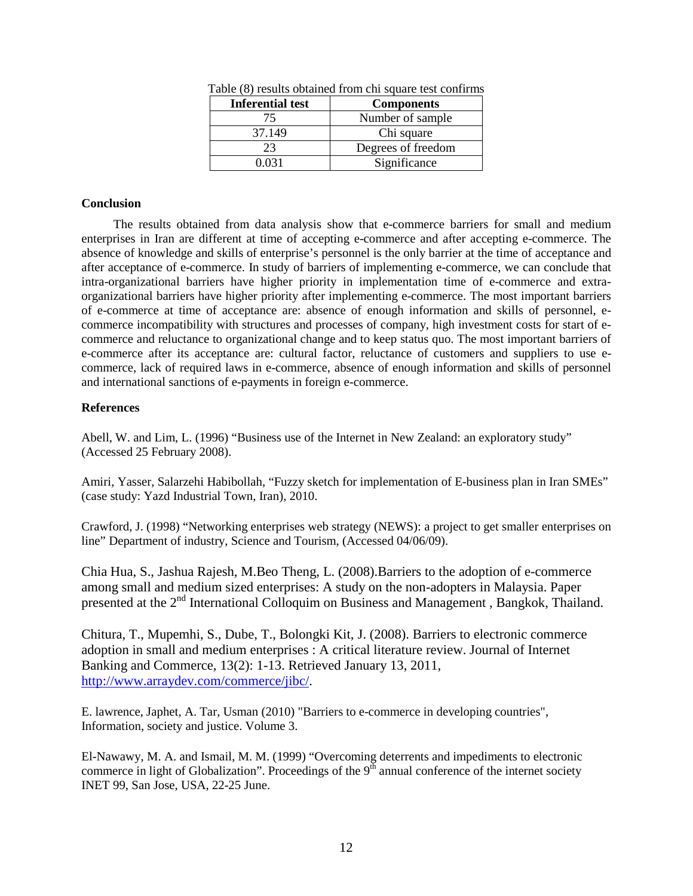Table (8) results obtained from chi square test confirms

| Inferential test | Components |
|---|---|
| 75 | Number of sample |
| 37.149 | Chi square |
| 23 | Degrees of freedom |
| 0.031 | Significance |

### Conclusion

The results obtained from data analysis show that e-commerce barriers for small and medium enterprises in Iran are different at time of accepting e-commerce and after accepting e-commerce. The absence of knowledge and skills of enterprise's personnel is the only barrier at the time of acceptance and after acceptance of e-commerce. In study of barriers of implementing e-commerce, we can conclude that intra-organizational barriers have higher priority in implementation time of e-commerce and extra-organizational barriers have higher priority after implementing e-commerce. The most important barriers of e-commerce at time of acceptance are: absence of enough information and skills of personnel, e-commerce incompatibility with structures and processes of company, high investment costs for start of e-commerce and reluctance to organizational change and to keep status quo. The most important barriers of e-commerce after its acceptance are: cultural factor, reluctance of customers and suppliers to use e-commerce, lack of required laws in e-commerce, absence of enough information and skills of personnel and international sanctions of e-payments in foreign e-commerce.

### References

Abell, W. and Lim, L. (1996) "Business use of the Internet in New Zealand: an exploratory study" (Accessed 25 February 2008).

Amiri, Yasser, Salarzehi Habibollah, "Fuzzy sketch for implementation of E-business plan in Iran SMEs" (case study: Yazd Industrial Town, Iran), 2010.

Crawford, J. (1998) "Networking enterprises web strategy (NEWS): a project to get smaller enterprises on line" Department of industry, Science and Tourism, (Accessed 04/06/09).

Chia Hua, S., Jashua Rajesh, M.Beo Theng, L. (2008).Barriers to the adoption of e-commerce among small and medium sized enterprises: A study on the non-adopters in Malaysia. Paper presented at the 2nd International Colloquim on Business and Management , Bangkok, Thailand.

Chitura, T., Mupemhi, S., Dube, T., Bolongki Kit, J. (2008). Barriers to electronic commerce adoption in small and medium enterprises : A critical literature review. Journal of Internet Banking and Commerce, 13(2): 1-13. Retrieved January 13, 2011, http://www.arraydev.com/commerce/jibc/.

E. lawrence, Japhet, A. Tar, Usman (2010) "Barriers to e-commerce in developing countries", Information, society and justice. Volume 3.

El-Nawawy, M. A. and Ismail, M. M. (1999) "Overcoming deterrents and impediments to electronic commerce in light of Globalization". Proceedings of the 9th annual conference of the internet society INET 99, San Jose, USA, 22-25 June.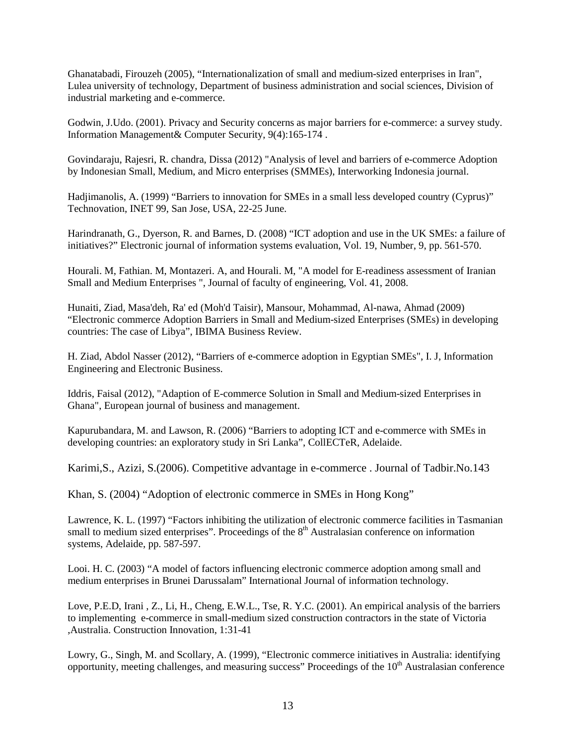Ghanatabadi, Firouzeh (2005), "Internationalization of small and medium-sized enterprises in Iran", Lulea university of technology, Department of business administration and social sciences, Division of industrial marketing and e-commerce.

Godwin, J.Udo. (2001). Privacy and Security concerns as major barriers for e-commerce: a survey study. Information Management& Computer Security, 9(4):165-174 .

Govindaraju, Rajesri, R. chandra, Dissa (2012) "Analysis of level and barriers of e-commerce Adoption by Indonesian Small, Medium, and Micro enterprises (SMMEs), Interworking Indonesia journal.

Hadjimanolis, A. (1999) "Barriers to innovation for SMEs in a small less developed country (Cyprus)" Technovation, INET 99, San Jose, USA, 22-25 June.

Harindranath, G., Dyerson, R. and Barnes, D. (2008) "ICT adoption and use in the UK SMEs: a failure of initiatives?" Electronic journal of information systems evaluation, Vol. 19, Number, 9, pp. 561-570.

Hourali. M, Fathian. M, Montazeri. A, and Hourali. M, "A model for E-readiness assessment of Iranian Small and Medium Enterprises ", Journal of faculty of engineering, Vol. 41, 2008.

Hunaiti, Ziad, Masa'deh, Ra' ed (Moh'd Taisir), Mansour, Mohammad, Al-nawa, Ahmad (2009) "Electronic commerce Adoption Barriers in Small and Medium-sized Enterprises (SMEs) in developing countries: The case of Libya", IBIMA Business Review.

H. Ziad, Abdol Nasser (2012), "Barriers of e-commerce adoption in Egyptian SMEs", I. J, Information Engineering and Electronic Business.

Iddris, Faisal (2012), "Adaption of E-commerce Solution in Small and Medium-sized Enterprises in Ghana", European journal of business and management.

Kapurubandara, M. and Lawson, R. (2006) "Barriers to adopting ICT and e-commerce with SMEs in developing countries: an exploratory study in Sri Lanka", CollECTeR, Adelaide.

Karimi,S., Azizi, S.(2006). Competitive advantage in e-commerce . Journal of Tadbir.No.143

Khan, S. (2004) "Adoption of electronic commerce in SMEs in Hong Kong"

Lawrence, K. L. (1997) "Factors inhibiting the utilization of electronic commerce facilities in Tasmanian small to medium sized enterprises". Proceedings of the 8th Australasian conference on information systems, Adelaide, pp. 587-597.

Looi. H. C. (2003) "A model of factors influencing electronic commerce adoption among small and medium enterprises in Brunei Darussalam" International Journal of information technology.

Love, P.E.D, Irani , Z., Li, H., Cheng, E.W.L., Tse, R. Y.C. (2001). An empirical analysis of the barriers to implementing e-commerce in small-medium sized construction contractors in the state of Victoria ,Australia. Construction Innovation, 1:31-41

Lowry, G., Singh, M. and Scollary, A. (1999), "Electronic commerce initiatives in Australia: identifying opportunity, meeting challenges, and measuring success" Proceedings of the 10th Australasian conference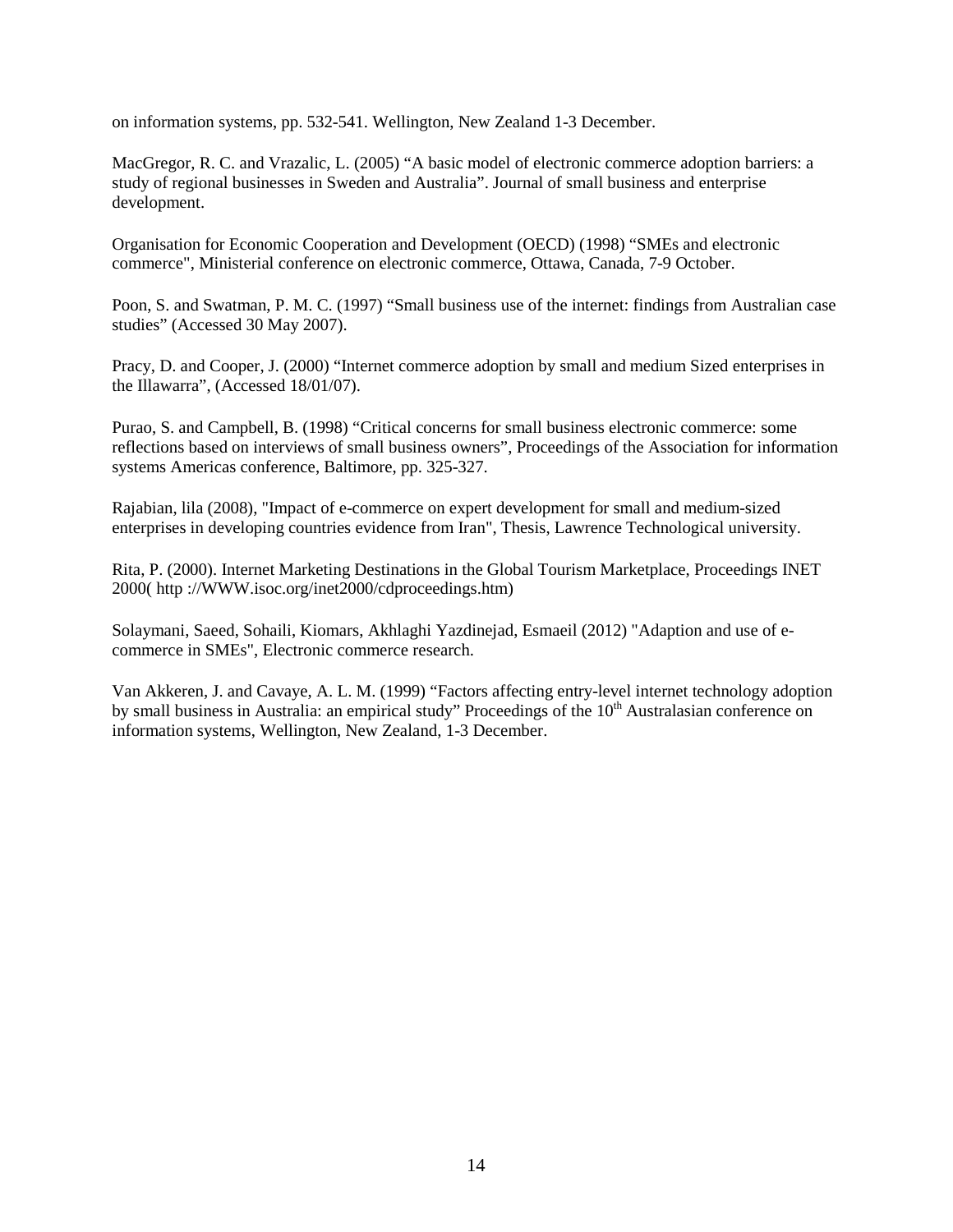on information systems, pp. 532-541. Wellington, New Zealand 1-3 December.

MacGregor, R. C. and Vrazalic, L. (2005) “A basic model of electronic commerce adoption barriers: a study of regional businesses in Sweden and Australia”. Journal of small business and enterprise development.

Organisation for Economic Cooperation and Development (OECD) (1998) “SMEs and electronic commerce", Ministerial conference on electronic commerce, Ottawa, Canada, 7-9 October.

Poon, S. and Swatman, P. M. C. (1997) “Small business use of the internet: findings from Australian case studies” (Accessed 30 May 2007).

Pracy, D. and Cooper, J. (2000) “Internet commerce adoption by small and medium Sized enterprises in the Illawarra”, (Accessed 18/01/07).

Purao, S. and Campbell, B. (1998) “Critical concerns for small business electronic commerce: some reflections based on interviews of small business owners”, Proceedings of the Association for information systems Americas conference, Baltimore, pp. 325-327.

Rajabian, lila (2008), "Impact of e-commerce on expert development for small and medium-sized enterprises in developing countries evidence from Iran", Thesis, Lawrence Technological university.

Rita, P. (2000). Internet Marketing Destinations in the Global Tourism Marketplace, Proceedings INET 2000( http ://WWW.isoc.org/inet2000/cdproceedings.htm)

Solaymani, Saeed, Sohaili, Kiomars, Akhlaghi Yazdinejad, Esmaeil (2012) "Adaption and use of e-commerce in SMEs", Electronic commerce research.

Van Akkeren, J. and Cavaye, A. L. M. (1999) “Factors affecting entry-level internet technology adoption by small business in Australia: an empirical study” Proceedings of the 10th Australasian conference on information systems, Wellington, New Zealand, 1-3 December.